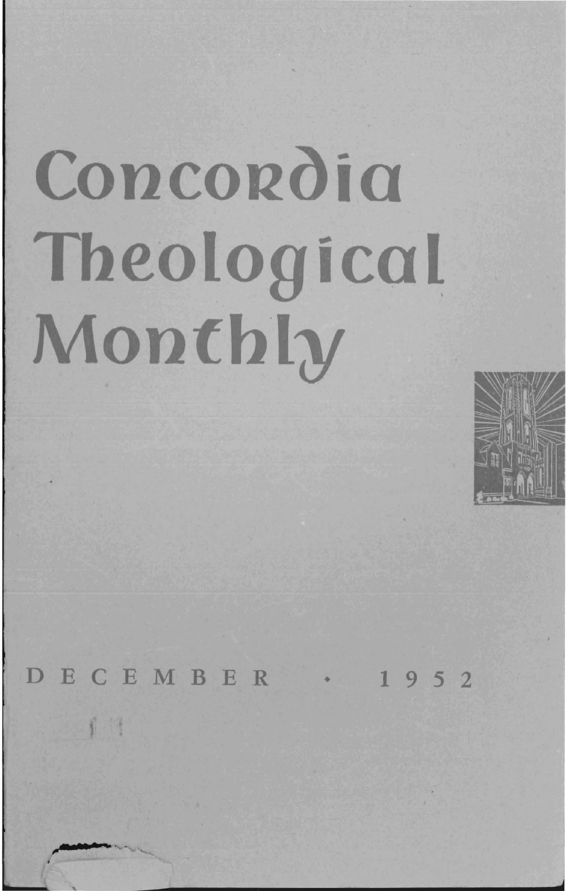# Concordia Theological Monthly

DECEMBER • 1952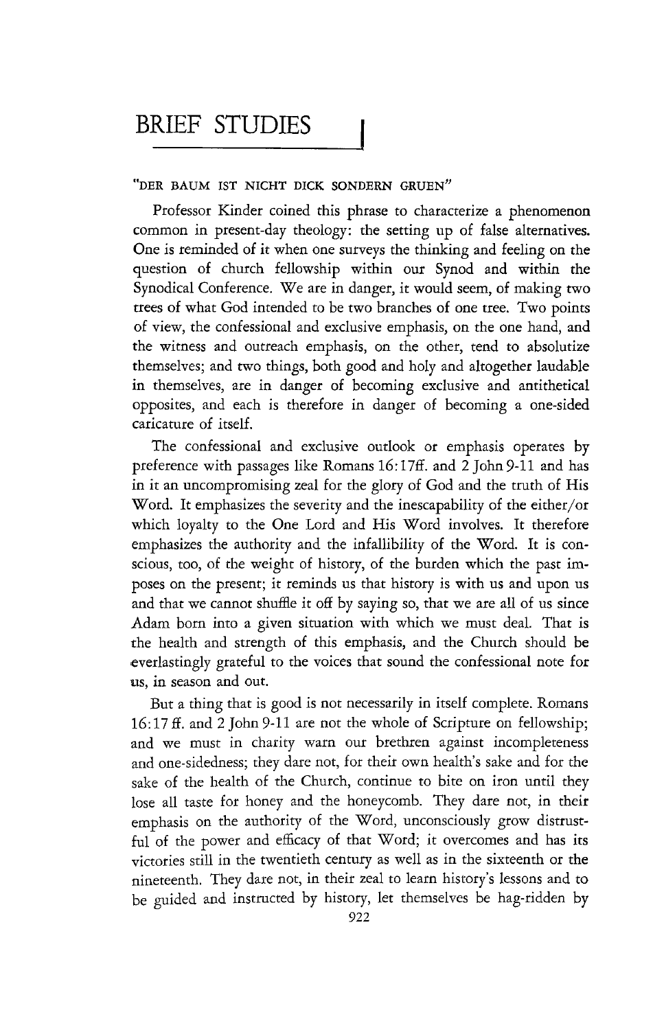# BRIEF STUDIES

"DER BAUM IST NICHT DICK SONDERN GRUEN"

Professor Kinder coined this phrase to characterize a phenomenon common in present-day theology: the setting up of false alternatives. One is reminded of it when one surveys the thinking and feeling on the question of church fellowship within our Synod and within the Synodical Conference. We are in danger, it would seem, of making two trees of what God intended to be two branches of one tree. Two points of view, the confessional and exclusive emphasis, on the one hand, and the witness and outreach emphasis, on the other, tend to absolutize themselves; and two things, both good and holy and altogether laudable in themselves, are in danger of becoming exclusive and antithetical opposites, and each is therefore in danger of becoming a one-sided caricature of itself.

The confessional and exclusive outlook or emphasis operates by preference with passages like Romans 16:17ff. and 2 John 9-11 and has in it an uncompromising zeal for the glory of God and the truth of His Word. It emphasizes the severity and the inescapability of the either/or which loyalty to the One Lord and His Word involves. It therefore emphasizes the authority and the infallibility of the Word. It is conscious, too, of the weight of history, of the burden which the past imposes on the present; it reminds us that history is with us and upon us and that we cannot shuffle it off by saying so, that we are all of us since Adam born into a given situation with which we must deal. That is the health and strength of this emphasis, and the Church should be everlastingly grateful to the voices that sound the confessional note for us, in season and out.

But a thing that is good is not necessarily in itself complete. Romans 16:17 ff. and 2 John 9-11 are not the whole of Scripture on fellowship; and we must in charity warn our brethren against incompleteness and one-sidedness; they dare not, for their own health's sake and for the sake of the health of the Church, continue to bite on iron until they lose all taste for honey and the honeycomb. They dare not, in their emphasis on the authority of the Word, unconsciously grow distrustful of the power and efficacy of that Word; it overcomes and has its victories still in the twentieth century as well as in the sixteenth or the nineteenth. They dare not, in their zeal to learn history's lessons and to be guided and instructed by history, let themselves be hag-ridden by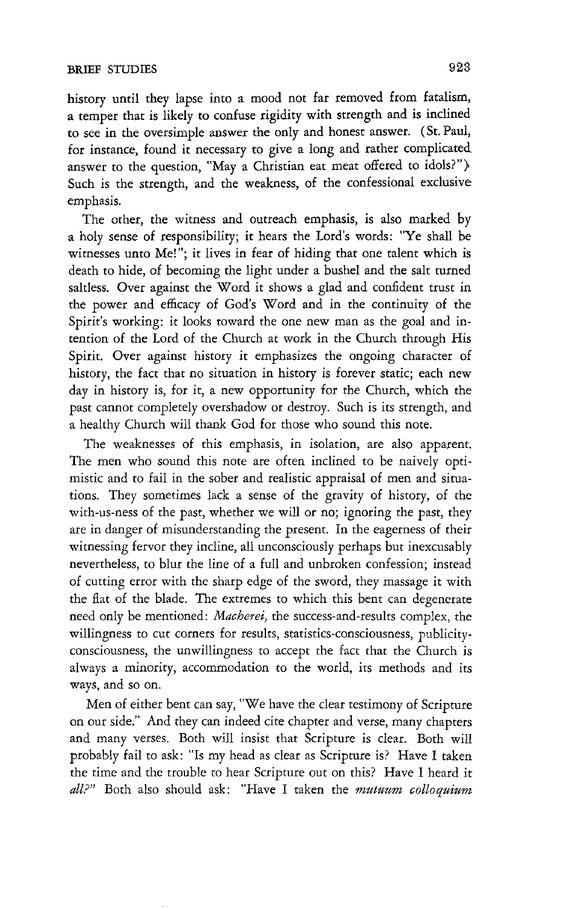history until they lapse into a mood not far removed from fatalism, a temper that is likely to confuse rigidity with strength and is inclined to see in the oversimple answer the only and honest answer. (St. Paul, for instance, found it necessary to give a long and rather complicated answer to the question, "May a Christian eat meat offered to idols?") Such is the strength, and the weakness, of the confessional exclusive emphasis.

The other, the witness and outreach emphasis, is also marked by a holy sense of responsibility; it hears the Lord's words: "Ye shall be witnesses unto Me!"; it lives in fear of hiding that one talent which is death to hide, of becoming the light under a bushel and the salt turned saltless. Over against the Word it shows a glad and confident trust in the power and efficacy of God's Word and in the continuity of the Spirit's working: it looks toward the one new man as the goal and intention of the Lord of the Church at work in the Church through His Spirit. Over against history it emphasizes the ongoing character of history, the fact that no situation in history is forever static; each new day in history is, for it, a new opportunity for the Church, which the past cannot completely overshadow or destroy. Such is its strength, and a healthy Church will thank God for those who sound this note.

The weaknesses of this emphasis, in isolation, are also apparent. The men who sound this note are often inclined to be naively optimistic and to fail in the sober and realistic appraisal of men and situations. They sometimes lack a sense of the gravity of history, of the with-us-ness of the past, whether we will or no; ignoring the past, they are in danger of misunderstanding the present. In the eagerness of their witnessing fervor they incline, all unconsciously perhaps but inexcusably nevertheless, to blur the line of a full and unbroken confession; instead of cutting error with the sharp edge of the sword, they massage it with the flat of the blade. The extremes to which this bent can degenerate need only be mentioned: *Macherei,* the success-and-results complex, the willingness to cut corners for results, statistics-consciousness, publicity-consciousness, the unwillingness to accept the fact that the Church is always a minority, accommodation to the world, its methods and its ways, and so on.

Men of either bent can say, "We have the clear testimony of Scripture on our side." And they can indeed cite chapter and verse, many chapters and many verses. Both will insist that Scripture is clear. Both will probably fail to ask: "Is my head as clear as Scripture is? Have I taken the time and the trouble to hear Scripture out on this? Have I heard it *all?*" Both also should ask: "Have I taken the *mutuum colloquium*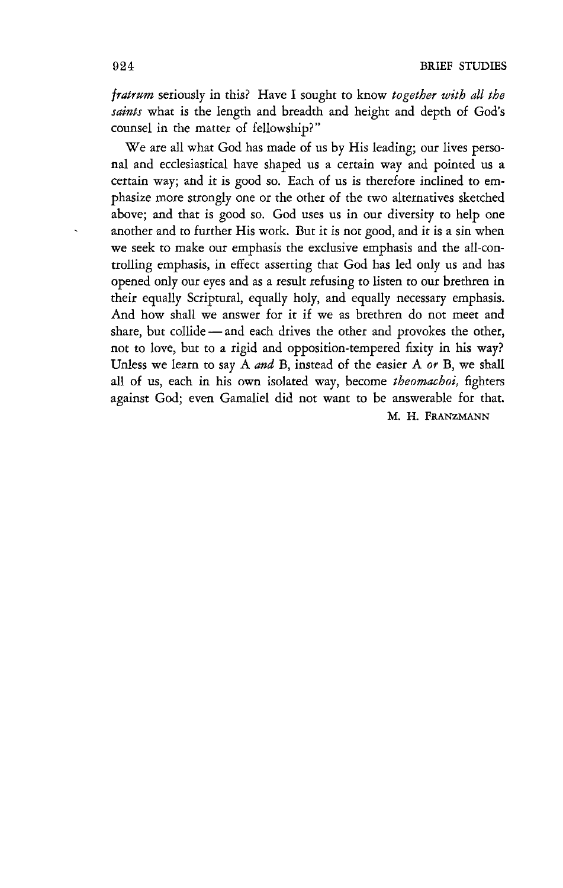*fratrum* seriously in this? Have I sought to know *together with all the saints* what is the length and breadth and height and depth of God's counsel in the matter of fellowship?"

We are all what God has made of us by His leading; our lives personal and ecclesiastical have shaped us a certain way and pointed us a certain way; and it is good so. Each of us is therefore inclined to emphasize more strongly one or the other of the two alternatives sketched above; and that is good so. God uses us in our diversity to help one another and to further His work. But it is not good, and it is a sin when we seek to make our emphasis the exclusive emphasis and the all-controlling emphasis, in effect asserting that God has led only us and has opened only our eyes and as a result refusing to listen to our brethren in their equally Scriptural, equally holy, and equally necessary emphasis. And how shall we answer for it if we as brethren do not meet and share, but collide — and each drives the other and provokes the other, not to love, but to a rigid and opposition-tempered fixity in his way? Unless we learn to say A *and* B, instead of the easier A *or* B, we shall all of us, each in his own isolated way, become *theomachoi*, fighters against God; even Gamaliel did not want to be answerable for that.

M. H. FRANZMANN